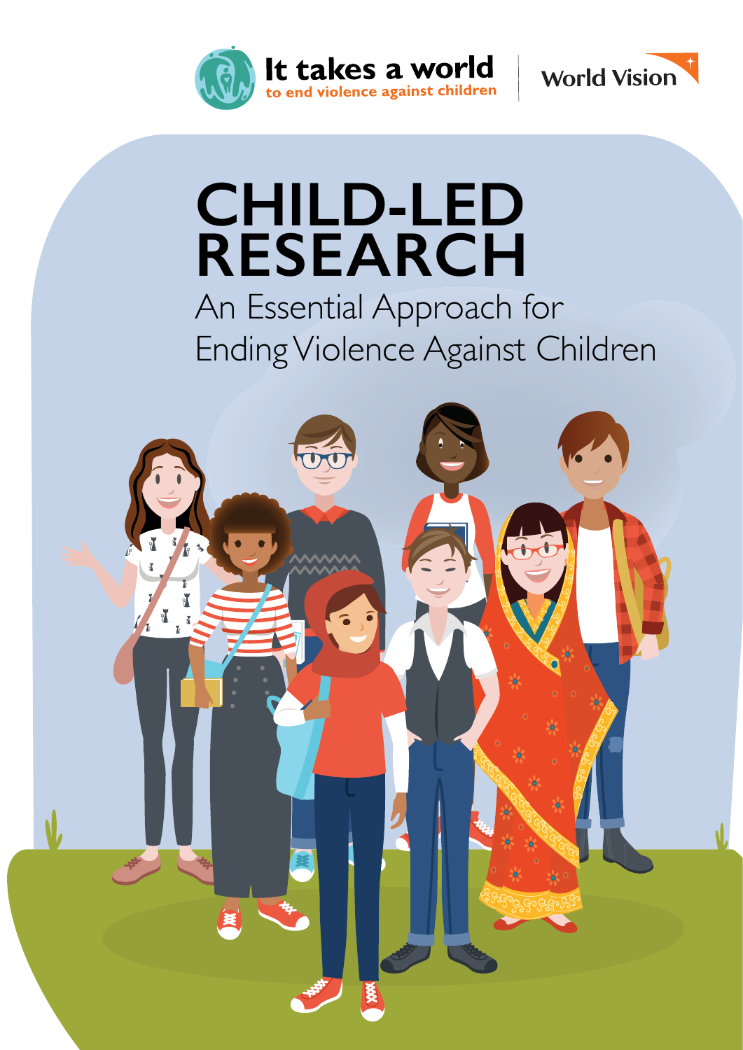It takes a world
to end violence against children

World Vision

# CHILD-LED RESEARCH

## An Essential Approach for Ending Violence Against Children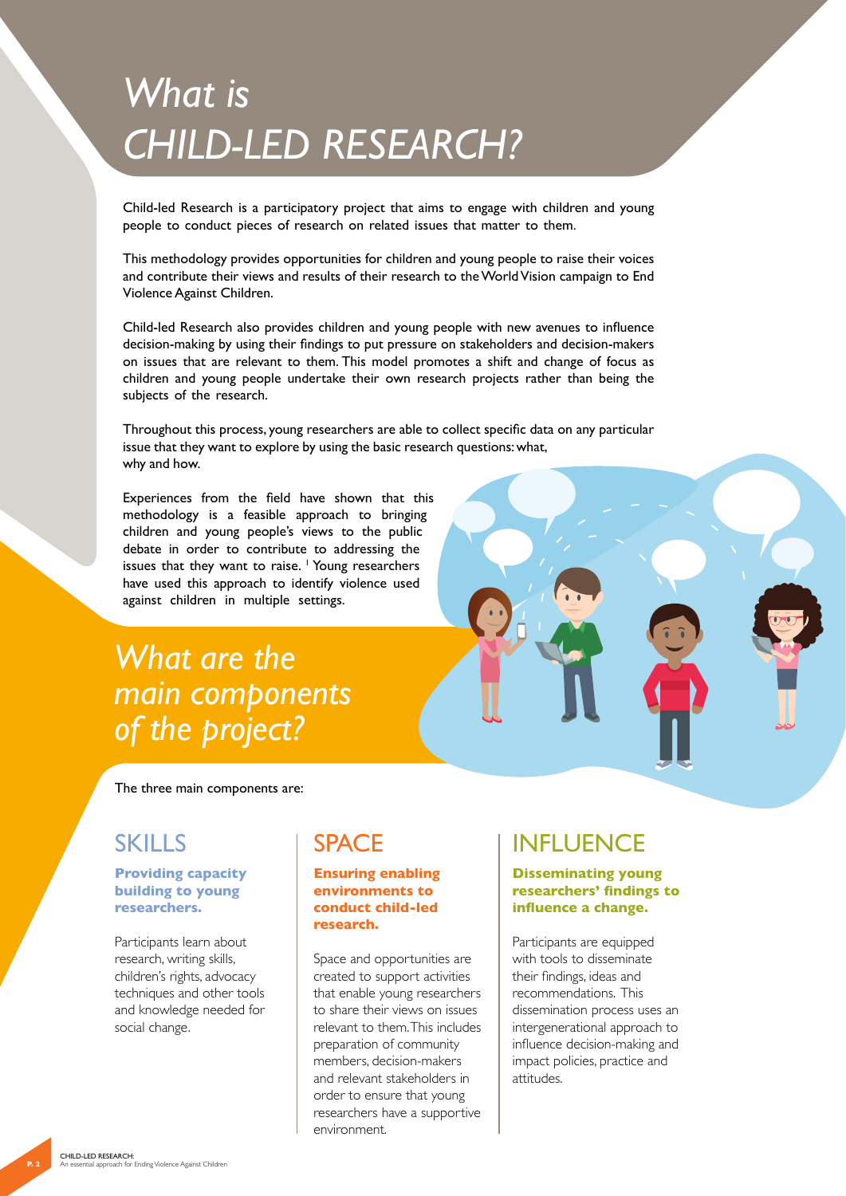# *What is CHILD-LED RESEARCH?*

Child-led Research is a participatory project that aims to engage with children and young people to conduct pieces of research on related issues that matter to them.

This methodology provides opportunities for children and young people to raise their voices and contribute their views and results of their research to the World Vision campaign to End Violence Against Children.

Child-led Research also provides children and young people with new avenues to influence decision-making by using their findings to put pressure on stakeholders and decision-makers on issues that are relevant to them. This model promotes a shift and change of focus as children and young people undertake their own research projects rather than being the subjects of the research.

Throughout this process, young researchers are able to collect specific data on any particular issue that they want to explore by using the basic research questions: what, why and how.

Experiences from the field have shown that this methodology is a feasible approach to bringing children and young people's views to the public debate in order to contribute to addressing the issues that they want to raise.[1] Young researchers have used this approach to identify violence used against children in multiple settings.

## *What are the main components of the project?*

The three main components are:

### SKILLS

**Providing capacity building to young researchers.**

Participants learn about research, writing skills, children's rights, advocacy techniques and other tools and knowledge needed for social change.

### SPACE

**Ensuring enabling environments to conduct child-led research.**

Space and opportunities are created to support activities that enable young researchers to share their views on issues relevant to them. This includes preparation of community members, decision-makers and relevant stakeholders in order to ensure that young researchers have a supportive environment.

### INFLUENCE

**Disseminating young researchers' findings to influence a change.**

Participants are equipped with tools to disseminate their findings, ideas and recommendations. This dissemination process uses an intergenerational approach to influence decision-making and impact policies, practice and attitudes.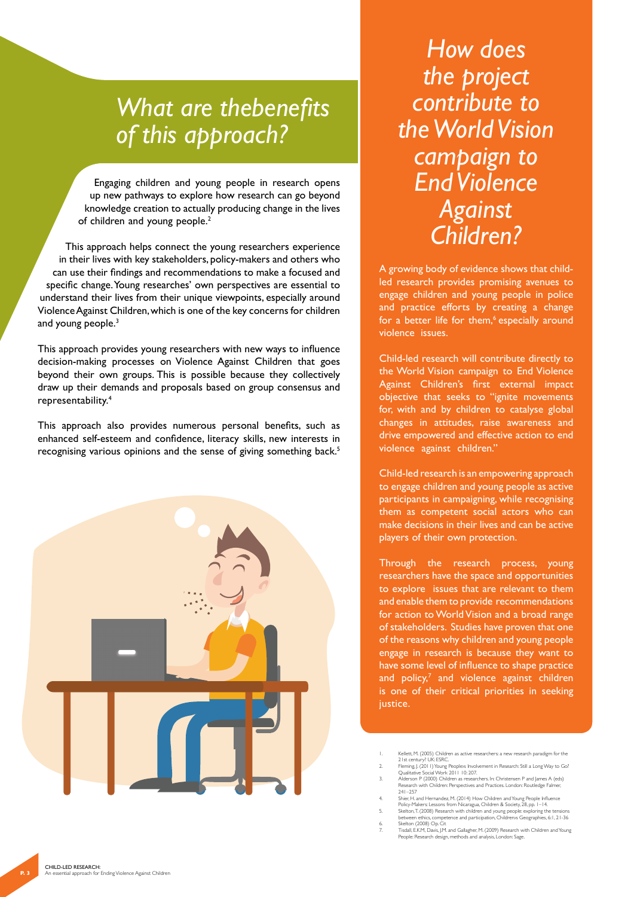## What are thebenefits of this approach?

Engaging children and young people in research opens up new pathways to explore how research can go beyond knowledge creation to actually producing change in the lives of children and young people.[2]

This approach helps connect the young researchers experience in their lives with key stakeholders, policy-makers and others who can use their findings and recommendations to make a focused and specific change. Young researches' own perspectives are essential to understand their lives from their unique viewpoints, especially around Violence Against Children, which is one of the key concerns for children and young people.[3]

This approach provides young researchers with new ways to influence decision-making processes on Violence Against Children that goes beyond their own groups. This is possible because they collectively draw up their demands and proposals based on group consensus and representability.[4]

This approach also provides numerous personal benefits, such as enhanced self-esteem and confidence, literacy skills, new interests in recognising various opinions and the sense of giving something back.[5]

## How does the project contribute to the World Vision campaign to End Violence Against Children?

A growing body of evidence shows that child-led research provides promising avenues to engage children and young people in police and practice efforts by creating a change for a better life for them,[6] especially around violence issues.

Child-led research will contribute directly to the World Vision campaign to End Violence Against Children's first external impact objective that seeks to "ignite movements for, with and by children to catalyse global changes in attitudes, raise awareness and drive empowered and effective action to end violence against children."

Child-led research is an empowering approach to engage children and young people as active participants in campaigning, while recognising them as competent social actors who can make decisions in their lives and can be active players of their own protection.

Through the research process, young researchers have the space and opportunities to explore issues that are relevant to them and enable them to provide recommendations for action to World Vision and a broad range of stakeholders. Studies have proven that one of the reasons why children and young people engage in research is because they want to have some level of influence to shape practice and policy,[7] and violence against children is one of their critical priorities in seeking justice.

1. Kellett, M. (2005) Children as active researchers: a new research paradigm for the 21st century? UK: ESRC.
2. Fleming, J. (2011) Young Peoples Involvement in Research: Still a Long Way to Go? Qualitative Social Work 2011 10: 207.
3. Alderson P (2000) Children as researchers. In: Christensen P and James A (eds) Research with Children: Perspectives and Practices. London: Routledge Falmer, 241–257
4. Shier, H. and Hernandez, M. (2014) How Children and Young People Influence Policy-Makers: Lessons from Nicaragua, Children & Society, 28, pp. 1–14.
5. Skelton, T. (2008) Research with children and young people: exploring the tensions between ethics, competence and participation, Childrens Geographies, 6:1, 21-36
6. Skelton (2008) Op. Cit
7. Tisdall, E.K.M, Davis, J.M. and Gallagher, M. (2009) Research with Children and Young People: Research design, methods and analysis, London: Sage.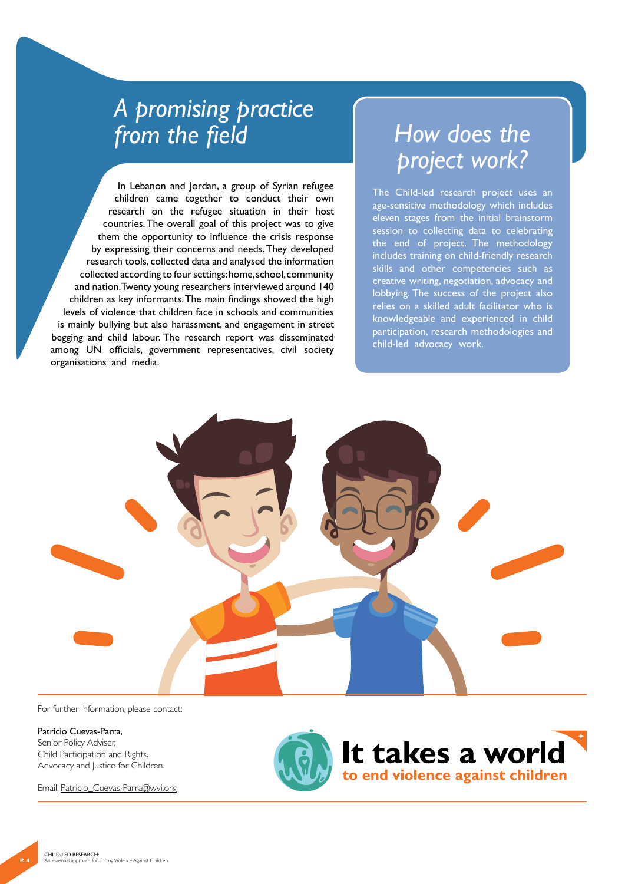## A promising practice from the field

In Lebanon and Jordan, a group of Syrian refugee children came together to conduct their own research on the refugee situation in their host countries. The overall goal of this project was to give them the opportunity to influence the crisis response by expressing their concerns and needs. They developed research tools, collected data and analysed the information collected according to four settings: home, school, community and nation. Twenty young researchers interviewed around 140 children as key informants. The main findings showed the high levels of violence that children face in schools and communities is mainly bullying but also harassment, and engagement in street begging and child labour. The research report was disseminated among UN officials, government representatives, civil society organisations and media.

## How does the project work?

The Child-led research project uses an age-sensitive methodology which includes eleven stages from the initial brainstorm session to collecting data to celebrating the end of project. The methodology includes training on child-friendly research skills and other competencies such as creative writing, negotiation, advocacy and lobbying. The success of the project also relies on a skilled adult facilitator who is knowledgeable and experienced in child participation, research methodologies and child-led advocacy work.

For further information, please contact:

Patricio Cuevas-Parra,
Senior Policy Adviser,
Child Participation and Rights.
Advocacy and Justice for Children.

Email: Patricio_Cuevas-Parra@wvi.org

**It takes a world**
**to end violence against children**